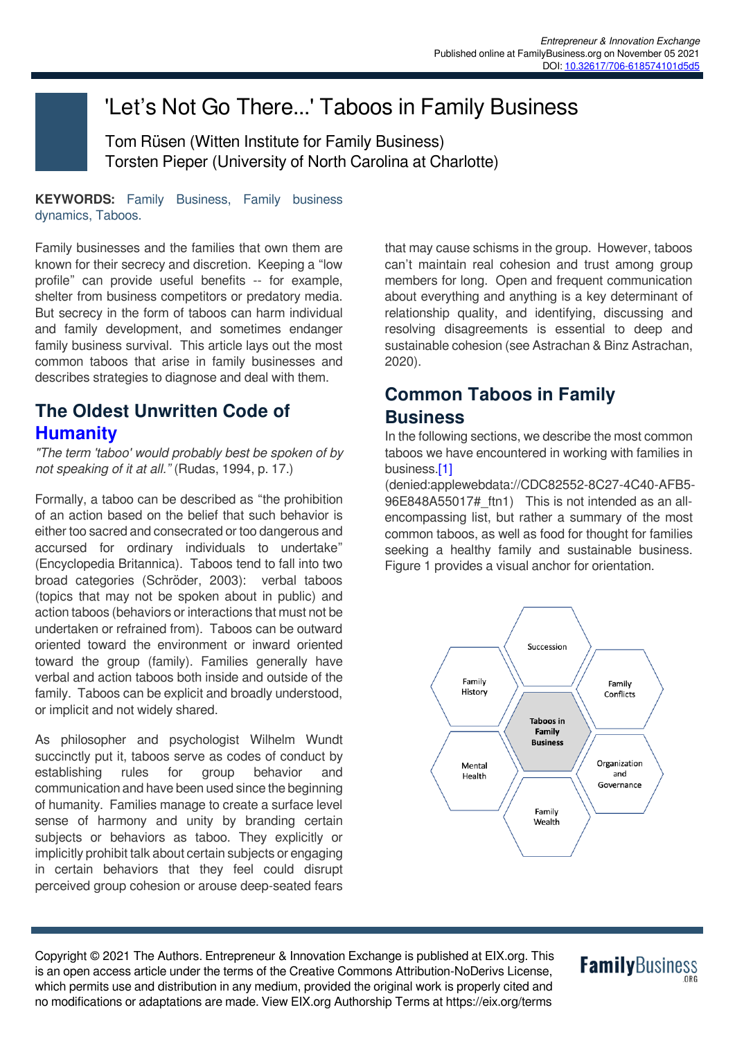# 'Let's Not Go There...' Taboos in Family Business

Tom Rüsen (Witten Institute for Family Business)
Torsten Pieper (University of North Carolina at Charlotte)

**KEYWORDS:** Family Business, Family business dynamics, Taboos.

Family businesses and the families that own them are known for their secrecy and discretion. Keeping a "low profile" can provide useful benefits -- for example, shelter from business competitors or predatory media. But secrecy in the form of taboos can harm individual and family development, and sometimes endanger family business survival. This article lays out the most common taboos that arise in family businesses and describes strategies to diagnose and deal with them.

## The Oldest Unwritten Code of Humanity

*"The term 'taboo' would probably best be spoken of by not speaking of it at all."* (Rudas, 1994, p. 17.)

Formally, a taboo can be described as "the prohibition of an action based on the belief that such behavior is either too sacred and consecrated or too dangerous and accursed for ordinary individuals to undertake" (Encyclopedia Britannica). Taboos tend to fall into two broad categories (Schröder, 2003): verbal taboos (topics that may not be spoken about in public) and action taboos (behaviors or interactions that must not be undertaken or refrained from). Taboos can be outward oriented toward the environment or inward oriented toward the group (family). Families generally have verbal and action taboos both inside and outside of the family. Taboos can be explicit and broadly understood, or implicit and not widely shared.

As philosopher and psychologist Wilhelm Wundt succinctly put it, taboos serve as codes of conduct by establishing rules for group behavior and communication and have been used since the beginning of humanity. Families manage to create a surface level sense of harmony and unity by branding certain subjects or behaviors as taboo. They explicitly or implicitly prohibit talk about certain subjects or engaging in certain behaviors that they feel could disrupt perceived group cohesion or arouse deep-seated fears that may cause schisms in the group. However, taboos can't maintain real cohesion and trust among group members for long. Open and frequent communication about everything and anything is a key determinant of relationship quality, and identifying, discussing and resolving disagreements is essential to deep and sustainable cohesion (see Astrachan & Binz Astrachan, 2020).

## Common Taboos in Family Business

In the following sections, we describe the most common taboos we have encountered in working with families in business.[1] (denied:applewebdata://CDC82552-8C27-4C40-AFB5-96E848A55017#_ftn1) This is not intended as an all-encompassing list, but rather a summary of the most common taboos, as well as food for thought for families seeking a healthy family and sustainable business. Figure 1 provides a visual anchor for orientation.

Succession | Family History | Family Conflicts | Taboos in Family Business | Mental Health | Organization and Governance | Family Wealth

Copyright © 2021 The Authors. Entrepreneur & Innovation Exchange is published at EIX.org. This is an open access article under the terms of the Creative Commons Attribution-NoDerivs License, which permits use and distribution in any medium, provided the original work is properly cited and no modifications or adaptations are made. View EIX.org Authorship Terms at https://eix.org/terms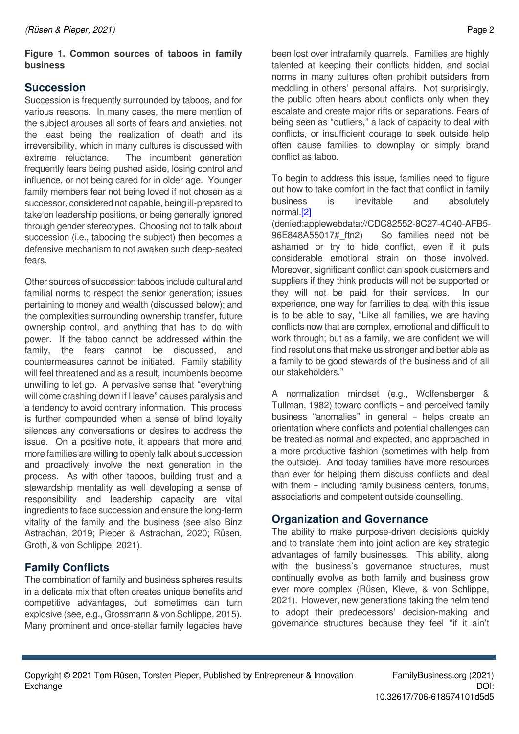**Figure 1. Common sources of taboos in family business**

## Succession

Succession is frequently surrounded by taboos, and for various reasons. In many cases, the mere mention of the subject arouses all sorts of fears and anxieties, not the least being the realization of death and its irreversibility, which in many cultures is discussed with extreme reluctance. The incumbent generation frequently fears being pushed aside, losing control and influence, or not being cared for in older age. Younger family members fear not being loved if not chosen as a successor, considered not capable, being ill-prepared to take on leadership positions, or being generally ignored through gender stereotypes. Choosing not to talk about succession (i.e., tabooing the subject) then becomes a defensive mechanism to not awaken such deep-seated fears.

Other sources of succession taboos include cultural and familial norms to respect the senior generation; issues pertaining to money and wealth (discussed below); and the complexities surrounding ownership transfer, future ownership control, and anything that has to do with power. If the taboo cannot be addressed within the family, the fears cannot be discussed, and countermeasures cannot be initiated. Family stability will feel threatened and as a result, incumbents become unwilling to let go. A pervasive sense that "everything will come crashing down if I leave" causes paralysis and a tendency to avoid contrary information. This process is further compounded when a sense of blind loyalty silences any conversations or desires to address the issue. On a positive note, it appears that more and more families are willing to openly talk about succession and proactively involve the next generation in the process. As with other taboos, building trust and a stewardship mentality as well developing a sense of responsibility and leadership capacity are vital ingredients to face succession and ensure the long-term vitality of the family and the business (see also Binz Astrachan, 2019; Pieper & Astrachan, 2020; Rüsen, Groth, & von Schlippe, 2021).

## Family Conflicts

The combination of family and business spheres results in a delicate mix that often creates unique benefits and competitive advantages, but sometimes can turn explosive (see, e.g., Grossmann & von Schlippe, 2015). Many prominent and once-stellar family legacies have been lost over intrafamily quarrels. Families are highly talented at keeping their conflicts hidden, and social norms in many cultures often prohibit outsiders from meddling in others' personal affairs. Not surprisingly, the public often hears about conflicts only when they escalate and create major rifts or separations. Fears of being seen as "outliers," a lack of capacity to deal with conflicts, or insufficient courage to seek outside help often cause families to downplay or simply brand conflict as taboo.

To begin to address this issue, families need to figure out how to take comfort in the fact that conflict in family business is inevitable and absolutely normal.[2] (denied:applewebdata://CDC82552-8C27-4C40-AFB5-96E848A55017#_ftn2) So families need not be ashamed or try to hide conflict, even if it puts considerable emotional strain on those involved. Moreover, significant conflict can spook customers and suppliers if they think products will not be supported or they will not be paid for their services. In our experience, one way for families to deal with this issue is to be able to say, "Like all families, we are having conflicts now that are complex, emotional and difficult to work through; but as a family, we are confident we will find resolutions that make us stronger and better able as a family to be good stewards of the business and of all our stakeholders."

A normalization mindset (e.g., Wolfensberger & Tullman, 1982) toward conflicts – and perceived family business "anomalies" in general – helps create an orientation where conflicts and potential challenges can be treated as normal and expected, and approached in a more productive fashion (sometimes with help from the outside). And today families have more resources than ever for helping them discuss conflicts and deal with them – including family business centers, forums, associations and competent outside counselling.

## Organization and Governance

The ability to make purpose-driven decisions quickly and to translate them into joint action are key strategic advantages of family businesses. This ability, along with the business's governance structures, must continually evolve as both family and business grow ever more complex (Rüsen, Kleve, & von Schlippe, 2021). However, new generations taking the helm tend to adopt their predecessors' decision-making and governance structures because they feel "if it ain't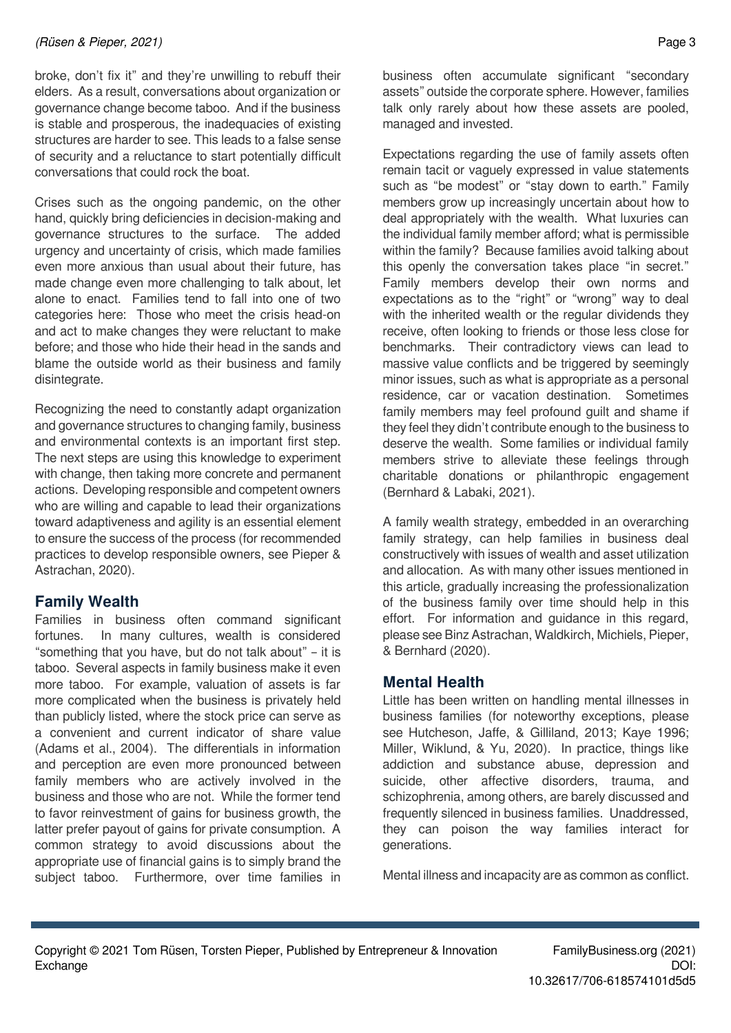broke, don't fix it" and they're unwilling to rebuff their elders. As a result, conversations about organization or governance change become taboo. And if the business is stable and prosperous, the inadequacies of existing structures are harder to see. This leads to a false sense of security and a reluctance to start potentially difficult conversations that could rock the boat.

Crises such as the ongoing pandemic, on the other hand, quickly bring deficiencies in decision-making and governance structures to the surface. The added urgency and uncertainty of crisis, which made families even more anxious than usual about their future, has made change even more challenging to talk about, let alone to enact. Families tend to fall into one of two categories here: Those who meet the crisis head-on and act to make changes they were reluctant to make before; and those who hide their head in the sands and blame the outside world as their business and family disintegrate.

Recognizing the need to constantly adapt organization and governance structures to changing family, business and environmental contexts is an important first step. The next steps are using this knowledge to experiment with change, then taking more concrete and permanent actions. Developing responsible and competent owners who are willing and capable to lead their organizations toward adaptiveness and agility is an essential element to ensure the success of the process (for recommended practices to develop responsible owners, see Pieper & Astrachan, 2020).

## Family Wealth

Families in business often command significant fortunes. In many cultures, wealth is considered "something that you have, but do not talk about" – it is taboo. Several aspects in family business make it even more taboo. For example, valuation of assets is far more complicated when the business is privately held than publicly listed, where the stock price can serve as a convenient and current indicator of share value (Adams et al., 2004). The differentials in information and perception are even more pronounced between family members who are actively involved in the business and those who are not. While the former tend to favor reinvestment of gains for business growth, the latter prefer payout of gains for private consumption. A common strategy to avoid discussions about the appropriate use of financial gains is to simply brand the subject taboo. Furthermore, over time families in business often accumulate significant "secondary assets" outside the corporate sphere. However, families talk only rarely about how these assets are pooled, managed and invested.

Expectations regarding the use of family assets often remain tacit or vaguely expressed in value statements such as "be modest" or "stay down to earth." Family members grow up increasingly uncertain about how to deal appropriately with the wealth. What luxuries can the individual family member afford; what is permissible within the family? Because families avoid talking about this openly the conversation takes place "in secret." Family members develop their own norms and expectations as to the "right" or "wrong" way to deal with the inherited wealth or the regular dividends they receive, often looking to friends or those less close for benchmarks. Their contradictory views can lead to massive value conflicts and be triggered by seemingly minor issues, such as what is appropriate as a personal residence, car or vacation destination. Sometimes family members may feel profound guilt and shame if they feel they didn't contribute enough to the business to deserve the wealth. Some families or individual family members strive to alleviate these feelings through charitable donations or philanthropic engagement (Bernhard & Labaki, 2021).

A family wealth strategy, embedded in an overarching family strategy, can help families in business deal constructively with issues of wealth and asset utilization and allocation. As with many other issues mentioned in this article, gradually increasing the professionalization of the business family over time should help in this effort. For information and guidance in this regard, please see Binz Astrachan, Waldkirch, Michiels, Pieper, & Bernhard (2020).

## Mental Health

Little has been written on handling mental illnesses in business families (for noteworthy exceptions, please see Hutcheson, Jaffe, & Gilliland, 2013; Kaye 1996; Miller, Wiklund, & Yu, 2020). In practice, things like addiction and substance abuse, depression and suicide, other affective disorders, trauma, and schizophrenia, among others, are barely discussed and frequently silenced in business families. Unaddressed, they can poison the way families interact for generations.

Mental illness and incapacity are as common as conflict.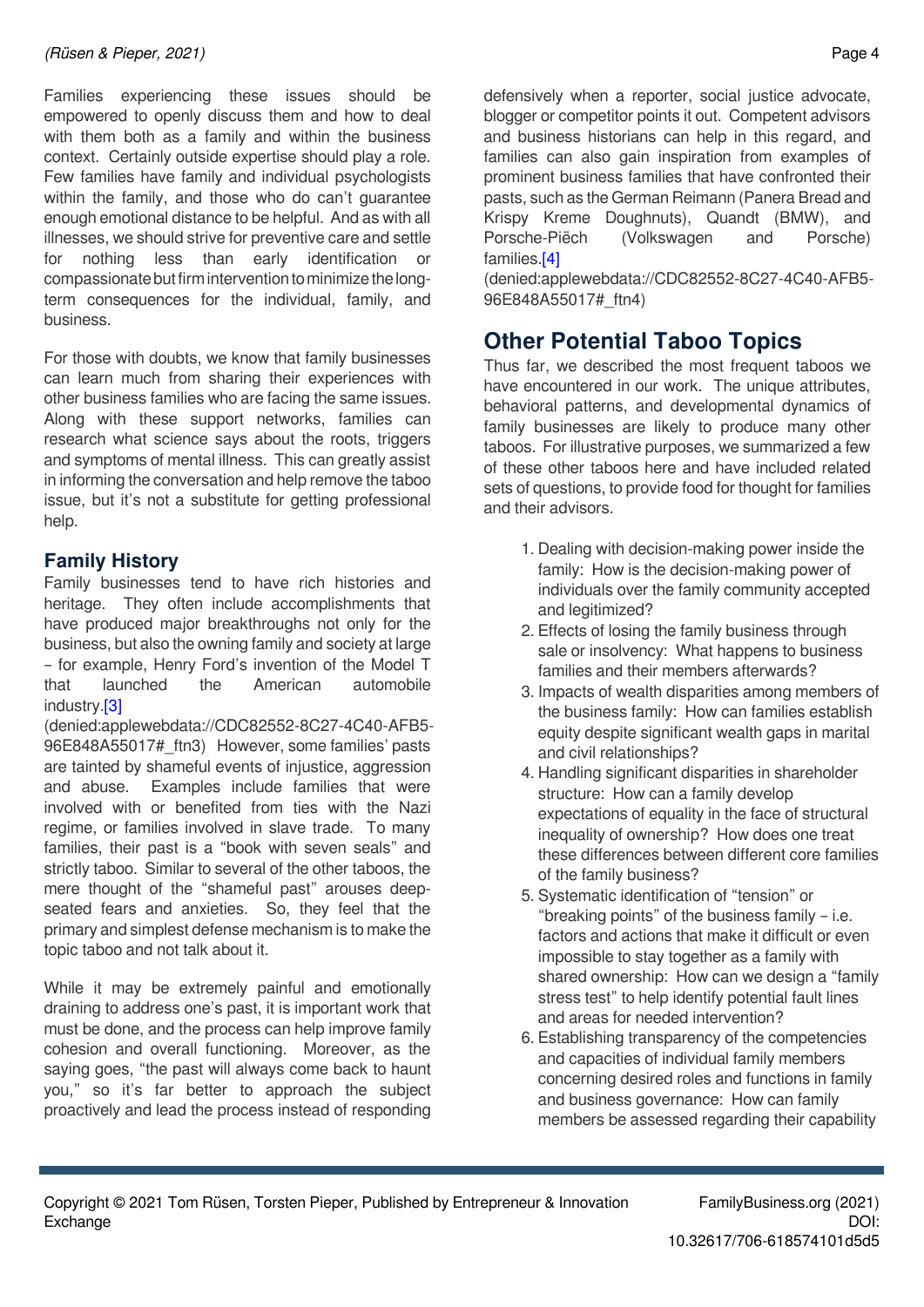Families experiencing these issues should be empowered to openly discuss them and how to deal with them both as a family and within the business context. Certainly outside expertise should play a role. Few families have family and individual psychologists within the family, and those who do can't guarantee enough emotional distance to be helpful. And as with all illnesses, we should strive for preventive care and settle for nothing less than early identification or compassionate but firm intervention to minimize the long-term consequences for the individual, family, and business.

For those with doubts, we know that family businesses can learn much from sharing their experiences with other business families who are facing the same issues. Along with these support networks, families can research what science says about the roots, triggers and symptoms of mental illness. This can greatly assist in informing the conversation and help remove the taboo issue, but it's not a substitute for getting professional help.

### Family History

Family businesses tend to have rich histories and heritage. They often include accomplishments that have produced major breakthroughs not only for the business, but also the owning family and society at large – for example, Henry Ford's invention of the Model T that launched the American automobile industry.[3] (denied:applewebdata://CDC82552-8C27-4C40-AFB5-96E848A55017#_ftn3) However, some families' pasts are tainted by shameful events of injustice, aggression and abuse. Examples include families that were involved with or benefited from ties with the Nazi regime, or families involved in slave trade. To many families, their past is a "book with seven seals" and strictly taboo. Similar to several of the other taboos, the mere thought of the "shameful past" arouses deep-seated fears and anxieties. So, they feel that the primary and simplest defense mechanism is to make the topic taboo and not talk about it.

While it may be extremely painful and emotionally draining to address one's past, it is important work that must be done, and the process can help improve family cohesion and overall functioning. Moreover, as the saying goes, "the past will always come back to haunt you," so it's far better to approach the subject proactively and lead the process instead of responding defensively when a reporter, social justice advocate, blogger or competitor points it out. Competent advisors and business historians can help in this regard, and families can also gain inspiration from examples of prominent business families that have confronted their pasts, such as the German Reimann (Panera Bread and Krispy Kreme Doughnuts), Quandt (BMW), and Porsche-Piëch (Volkswagen and Porsche) families.[4] (denied:applewebdata://CDC82552-8C27-4C40-AFB5-96E848A55017#_ftn4)

## Other Potential Taboo Topics

Thus far, we described the most frequent taboos we have encountered in our work. The unique attributes, behavioral patterns, and developmental dynamics of family businesses are likely to produce many other taboos. For illustrative purposes, we summarized a few of these other taboos here and have included related sets of questions, to provide food for thought for families and their advisors.

1. Dealing with decision-making power inside the family: How is the decision-making power of individuals over the family community accepted and legitimized?
2. Effects of losing the family business through sale or insolvency: What happens to business families and their members afterwards?
3. Impacts of wealth disparities among members of the business family: How can families establish equity despite significant wealth gaps in marital and civil relationships?
4. Handling significant disparities in shareholder structure: How can a family develop expectations of equality in the face of structural inequality of ownership? How does one treat these differences between different core families of the family business?
5. Systematic identification of "tension" or "breaking points" of the business family – i.e. factors and actions that make it difficult or even impossible to stay together as a family with shared ownership: How can we design a "family stress test" to help identify potential fault lines and areas for needed intervention?
6. Establishing transparency of the competencies and capacities of individual family members concerning desired roles and functions in family and business governance: How can family members be assessed regarding their capability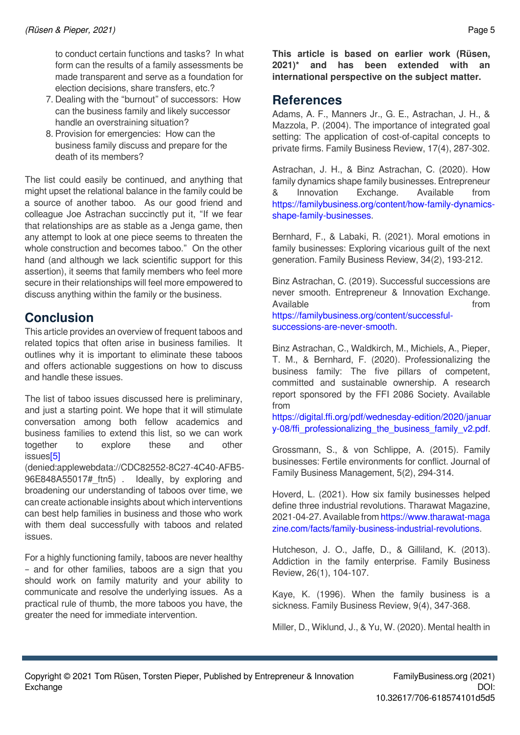to conduct certain functions and tasks? In what form can the results of a family assessments be made transparent and serve as a foundation for election decisions, share transfers, etc.?

7. Dealing with the "burnout" of successors: How can the business family and likely successor handle an overstraining situation?
8. Provision for emergencies: How can the business family discuss and prepare for the death of its members?

The list could easily be continued, and anything that might upset the relational balance in the family could be a source of another taboo. As our good friend and colleague Joe Astrachan succinctly put it, "If we fear that relationships are as stable as a Jenga game, then any attempt to look at one piece seems to threaten the whole construction and becomes taboo." On the other hand (and although we lack scientific support for this assertion), it seems that family members who feel more secure in their relationships will feel more empowered to discuss anything within the family or the business.

## Conclusion

This article provides an overview of frequent taboos and related topics that often arise in business families. It outlines why it is important to eliminate these taboos and offers actionable suggestions on how to discuss and handle these issues.

The list of taboo issues discussed here is preliminary, and just a starting point. We hope that it will stimulate conversation among both fellow academics and business families to extend this list, so we can work together to explore these and other issues[5] (denied:applewebdata://CDC82552-8C27-4C40-AFB5-96E848A55017#_ftn5) . Ideally, by exploring and broadening our understanding of taboos over time, we can create actionable insights about which interventions can best help families in business and those who work with them deal successfully with taboos and related issues.

For a highly functioning family, taboos are never healthy – and for other families, taboos are a sign that you should work on family maturity and your ability to communicate and resolve the underlying issues. As a practical rule of thumb, the more taboos you have, the greater the need for immediate intervention.

**This article is based on earlier work (Rüsen, 2021)* and has been extended with an international perspective on the subject matter.**

## References

Adams, A. F., Manners Jr., G. E., Astrachan, J. H., & Mazzola, P. (2004). The importance of integrated goal setting: The application of cost-of-capital concepts to private firms. Family Business Review, 17(4), 287-302.

Astrachan, J. H., & Binz Astrachan, C. (2020). How family dynamics shape family businesses. Entrepreneur & Innovation Exchange. Available from https://familybusiness.org/content/how-family-dynamics-shape-family-businesses.

Bernhard, F., & Labaki, R. (2021). Moral emotions in family businesses: Exploring vicarious guilt of the next generation. Family Business Review, 34(2), 193-212.

Binz Astrachan, C. (2019). Successful successions are never smooth. Entrepreneur & Innovation Exchange. Available from https://familybusiness.org/content/successful-successions-are-never-smooth.

Binz Astrachan, C., Waldkirch, M., Michiels, A., Pieper, T. M., & Bernhard, F. (2020). Professionalizing the business family: The five pillars of competent, committed and sustainable ownership. A research report sponsored by the FFI 2086 Society. Available from https://digital.ffi.org/pdf/wednesday-edition/2020/january-08/ffi_professionalizing_the_business_family_v2.pdf.

Grossmann, S., & von Schlippe, A. (2015). Family businesses: Fertile environments for conflict. Journal of Family Business Management, 5(2), 294-314.

Hoverd, L. (2021). How six family businesses helped define three industrial revolutions. Tharawat Magazine, 2021-04-27. Available from https://www.tharawat-magazine.com/facts/family-business-industrial-revolutions.

Hutcheson, J. O., Jaffe, D., & Gilliland, K. (2013). Addiction in the family enterprise. Family Business Review, 26(1), 104-107.

Kaye, K. (1996). When the family business is a sickness. Family Business Review, 9(4), 347-368.

Miller, D., Wiklund, J., & Yu, W. (2020). Mental health in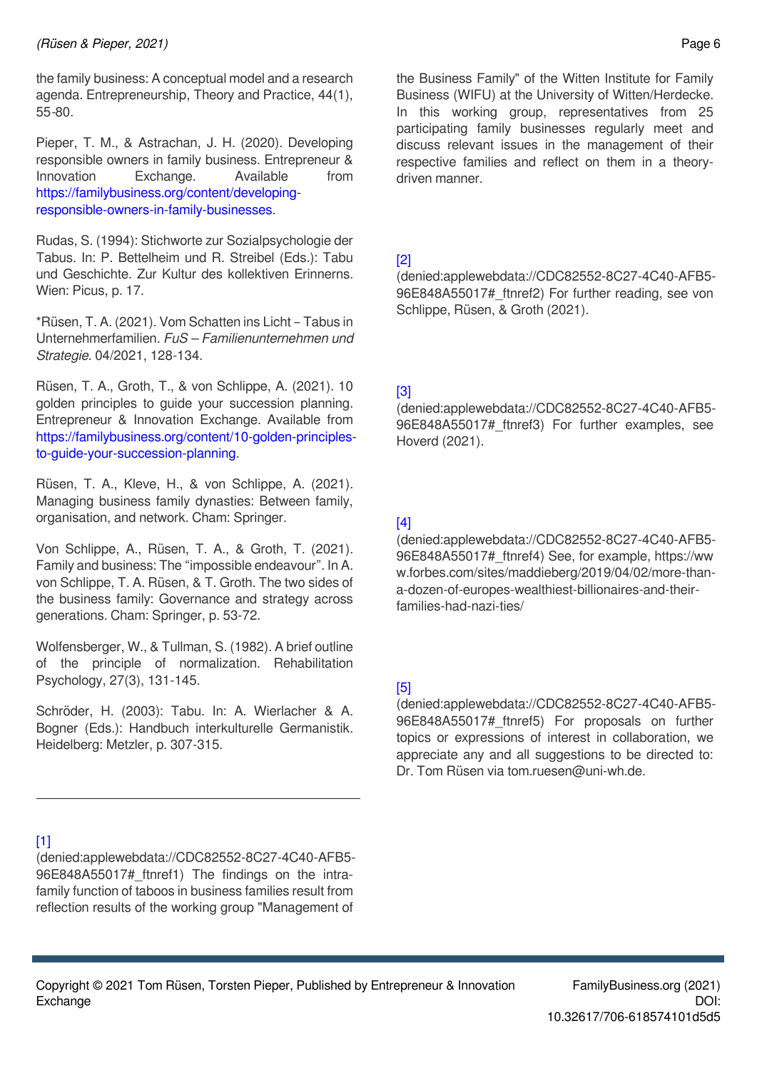the family business: A conceptual model and a research agenda. Entrepreneurship, Theory and Practice, 44(1), 55-80.

Pieper, T. M., & Astrachan, J. H. (2020). Developing responsible owners in family business. Entrepreneur & Innovation Exchange. Available from https://familybusiness.org/content/developing-responsible-owners-in-family-businesses.

Rudas, S. (1994): Stichworte zur Sozialpsychologie der Tabus. In: P. Bettelheim und R. Streibel (Eds.): Tabu und Geschichte. Zur Kultur des kollektiven Erinnerns. Wien: Picus, p. 17.

*Rüsen, T. A. (2021). Vom Schatten ins Licht – Tabus in Unternehmerfamilien. *FuS – Familienunternehmen und Strategie*. 04/2021, 128-134.

Rüsen, T. A., Groth, T., & von Schlippe, A. (2021). 10 golden principles to guide your succession planning. Entrepreneur & Innovation Exchange. Available from https://familybusiness.org/content/10-golden-principles-to-guide-your-succession-planning.

Rüsen, T. A., Kleve, H., & von Schlippe, A. (2021). Managing business family dynasties: Between family, organisation, and network. Cham: Springer.

Von Schlippe, A., Rüsen, T. A., & Groth, T. (2021). Family and business: The "impossible endeavour". In A. von Schlippe, T. A. Rüsen, & T. Groth. The two sides of the business family: Governance and strategy across generations. Cham: Springer, p. 53-72.

Wolfensberger, W., & Tullman, S. (1982). A brief outline of the principle of normalization. Rehabilitation Psychology, 27(3), 131-145.

Schröder, H. (2003): Tabu. In: A. Wierlacher & A. Bogner (Eds.): Handbuch interkulturelle Germanistik. Heidelberg: Metzler, p. 307-315.

---

[1] (denied:applewebdata://CDC82552-8C27-4C40-AFB5-96E848A55017#_ftnref1) The findings on the intra-family function of taboos in business families result from reflection results of the working group "Management of the Business Family" of the Witten Institute for Family Business (WIFU) at the University of Witten/Herdecke. In this working group, representatives from 25 participating family businesses regularly meet and discuss relevant issues in the management of their respective families and reflect on them in a theory-driven manner.

[2] (denied:applewebdata://CDC82552-8C27-4C40-AFB5-96E848A55017#_ftnref2) For further reading, see von Schlippe, Rüsen, & Groth (2021).

[3] (denied:applewebdata://CDC82552-8C27-4C40-AFB5-96E848A55017#_ftnref3) For further examples, see Hoverd (2021).

[4] (denied:applewebdata://CDC82552-8C27-4C40-AFB5-96E848A55017#_ftnref4) See, for example, https://www.forbes.com/sites/maddieberg/2019/04/02/more-than-a-dozen-of-europes-wealthiest-billionaires-and-their-families-had-nazi-ties/

[5] (denied:applewebdata://CDC82552-8C27-4C40-AFB5-96E848A55017#_ftnref5) For proposals on further topics or expressions of interest in collaboration, we appreciate any and all suggestions to be directed to: Dr. Tom Rüsen via tom.ruesen@uni-wh.de.